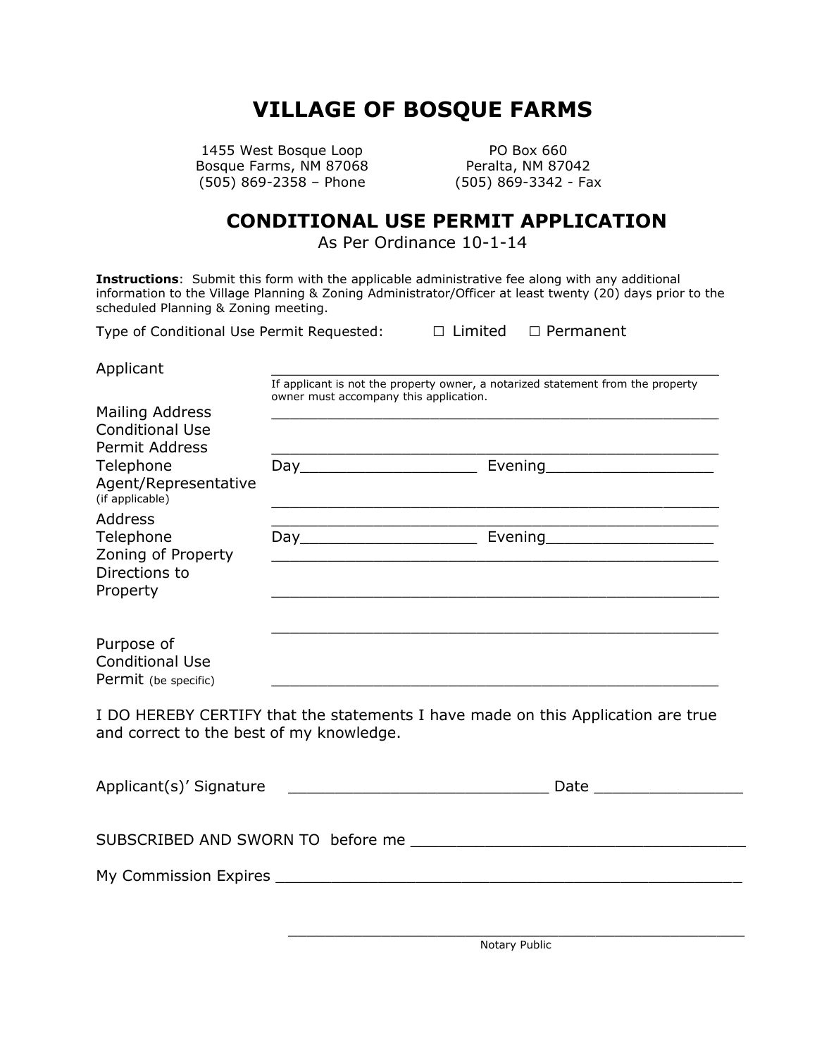# VILLAGE OF BOSQUE FARMS

1455 West Bosque Loop
Bosque Farms, NM 87068
(505) 869-2358 – Phone

PO Box 660
Peralta, NM 87042
(505) 869-3342 - Fax

## CONDITIONAL USE PERMIT APPLICATION

As Per Ordinance 10-1-14

**Instructions**: Submit this form with the applicable administrative fee along with any additional information to the Village Planning & Zoning Administrator/Officer at least twenty (20) days prior to the scheduled Planning & Zoning meeting.

Type of Conditional Use Permit Requested: ☐ Limited ☐ Permanent

Applicant ______________________________________________________

If applicant is not the property owner, a notarized statement from the property owner must accompany this application.

Mailing Address ______________________________________________________

Conditional Use Permit Address ______________________________________________________

Telephone Day___________________ Evening__________________

Agent/Representative (if applicable) ______________________________________________________

Address ______________________________________________________

Telephone Day___________________ Evening__________________

Zoning of Property ______________________________________________________

Directions to Property ______________________________________________________

______________________________________________________

Purpose of Conditional Use Permit (be specific) ______________________________________________________

I DO HEREBY CERTIFY that the statements I have made on this Application are true and correct to the best of my knowledge.

Applicant(s)' Signature ____________________________ Date _______________

SUBSCRIBED AND SWORN TO before me ____________________________________

My Commission Expires ______________________________________________________

______________________________________________________
Notary Public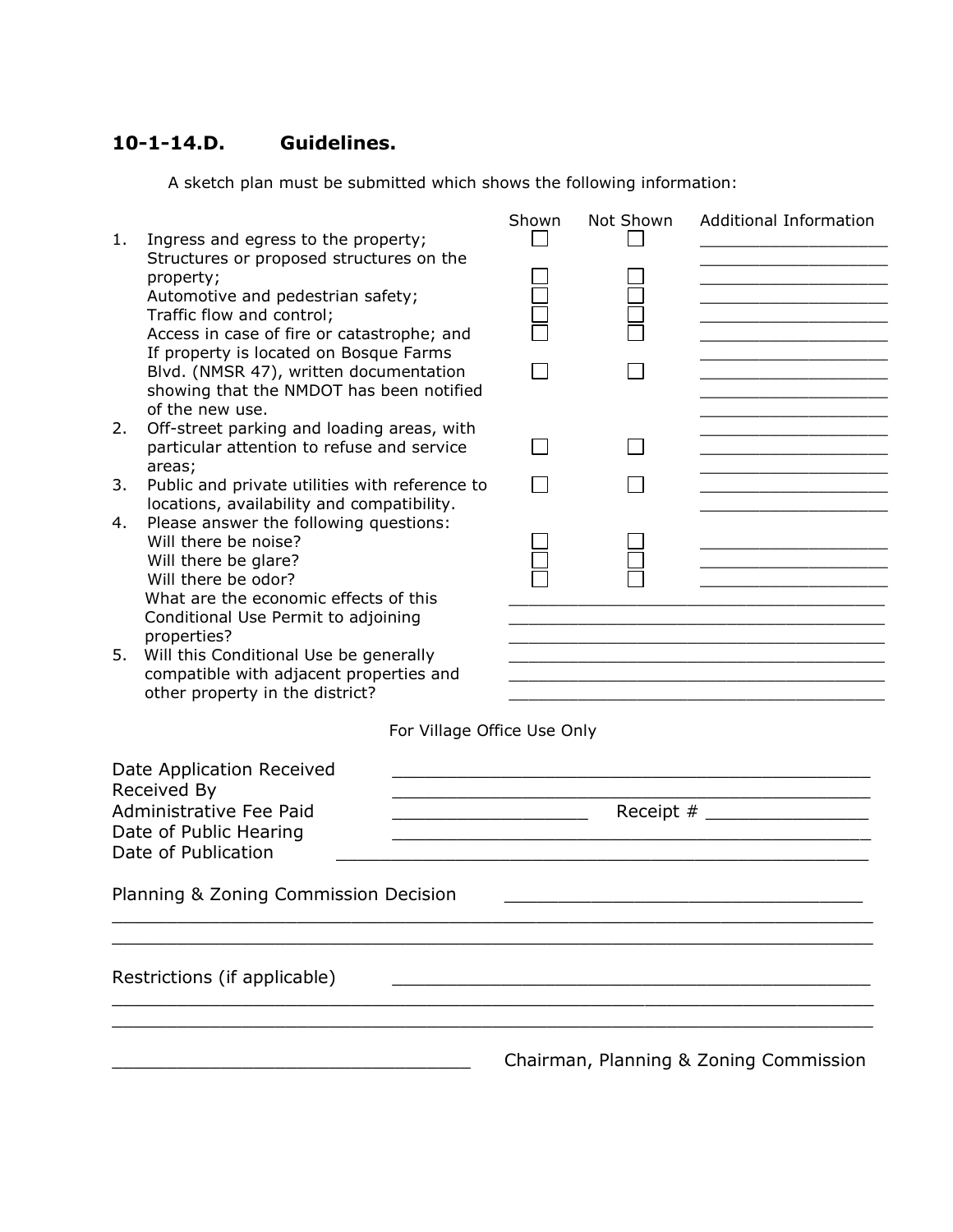## 10-1-14.D. Guidelines.

A sketch plan must be submitted which shows the following information:

| | | Shown | Not Shown | Additional Information |
|---|---|---|---|---|
| 1. | Ingress and egress to the property; | ☐ | ☐ | ___________________ |
| | Structures or proposed structures on the property; | ☐ | ☐ | ___________________ |
| | Automotive and pedestrian safety; | ☐ | ☐ | ___________________ |
| | Traffic flow and control; | ☐ | ☐ | ___________________ |
| | Access in case of fire or catastrophe; and | ☐ | ☐ | ___________________ |
| | If property is located on Bosque Farms Blvd. (NMSR 47), written documentation showing that the NMDOT has been notified of the new use. | ☐ | ☐ | ___________________ |
| 2. | Off-street parking and loading areas, with particular attention to refuse and service areas; | ☐ | ☐ | ___________________ |
| 3. | Public and private utilities with reference to locations, availability and compatibility. | ☐ | ☐ | ___________________ |
| 4. | Please answer the following questions: | | | |
| | Will there be noise? | ☐ | ☐ | ___________________ |
| | Will there be glare? | ☐ | ☐ | ___________________ |
| | Will there be odor? | ☐ | ☐ | ___________________ |
| | What are the economic effects of this Conditional Use Permit to adjoining properties? | ___________________ | | |
| 5. | Will this Conditional Use be generally compatible with adjacent properties and other property in the district? | ___________________ | | |

For Village Office Use Only

Date Application Received ______________________________________________

Received By ______________________________________________

Administrative Fee Paid __________________ Receipt # _______________

Date of Public Hearing ______________________________________________

Date of Publication ______________________________________________

Planning & Zoning Commission Decision _________________________________

_______________________________________________________________________

_______________________________________________________________________

Restrictions (if applicable) ______________________________________________

_______________________________________________________________________

_______________________________________________________________________

_________________________________ Chairman, Planning & Zoning Commission